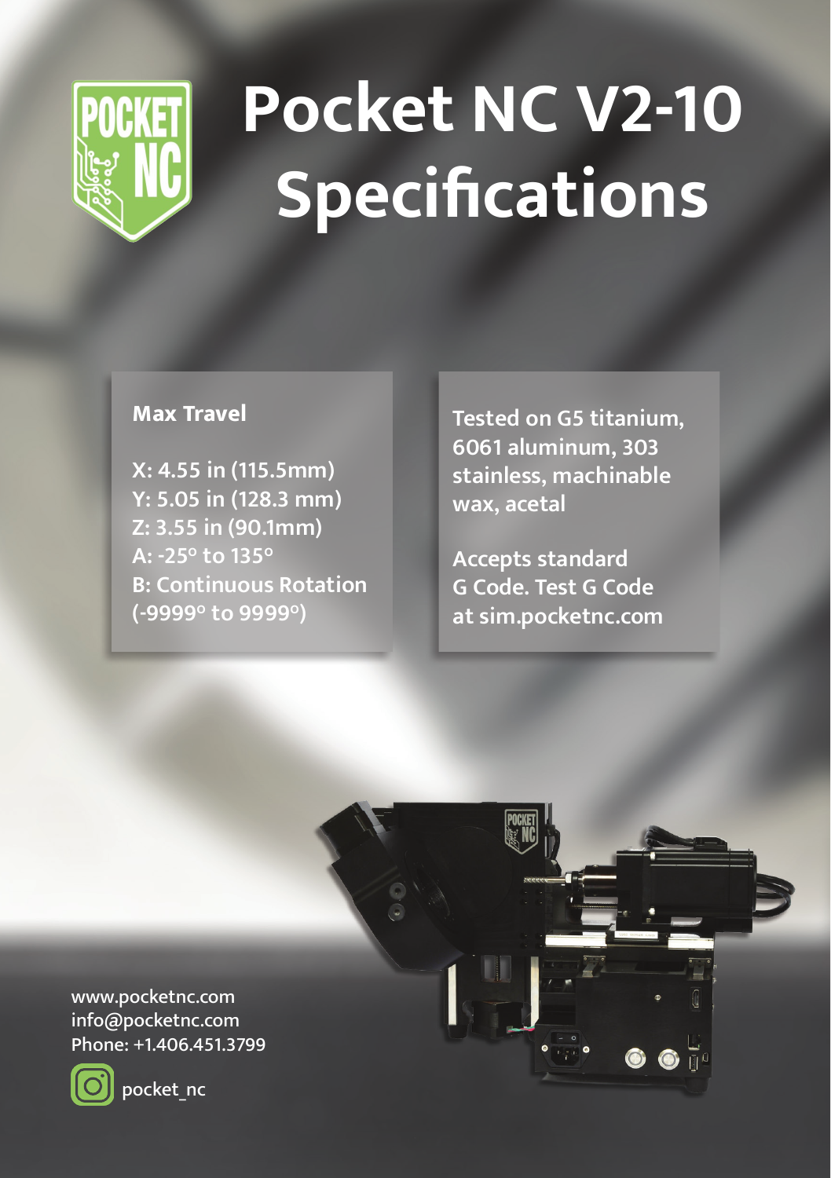# Pocket NC V2-10 Specifications

**Max Travel**

**X: 4.55 in (115.5mm)**
**Y: 5.05 in (128.3 mm)**
**Z: 3.55 in (90.1mm)**
**A: -25° to 135°**
**B: Continuous Rotation (-9999° to 9999°)**

**Tested on G5 titanium, 6061 aluminum, 303 stainless, machinable wax, acetal**

**Accepts standard G Code. Test G Code at sim.pocketnc.com**

www.pocketnc.com
info@pocketnc.com
Phone: +1.406.451.3799

pocket_nc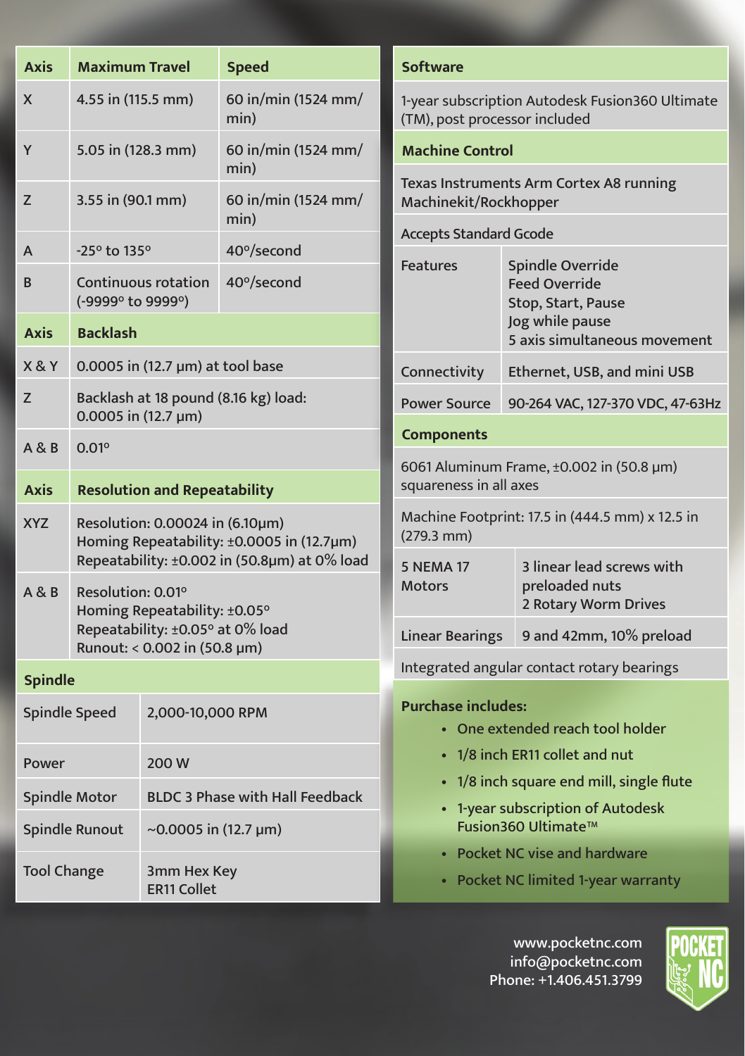| Axis | Maximum Travel | Speed |
|---|---|---|
| X | 4.55 in (115.5 mm) | 60 in/min (1524 mm/min) |
| Y | 5.05 in (128.3 mm) | 60 in/min (1524 mm/min) |
| Z | 3.55 in (90.1 mm) | 60 in/min (1524 mm/min) |
| A | -25° to 135° | 40°/second |
| B | Continuous rotation (-9999° to 9999°) | 40°/second |

| Axis | Backlash |
|---|---|
| X & Y | 0.0005 in (12.7 μm) at tool base |
| Z | Backlash at 18 pound (8.16 kg) load: 0.0005 in (12.7 μm) |
| A & B | 0.01° |

| Axis | Resolution and Repeatability |
|---|---|
| XYZ | Resolution: 0.00024 in (6.10μm)<br>Homing Repeatability: ±0.0005 in (12.7μm)<br>Repeatability: ±0.002 in (50.8μm) at 0% load |
| A & B | Resolution: 0.01°<br>Homing Repeatability: ±0.05°<br>Repeatability: ±0.05° at 0% load<br>Runout: < 0.002 in (50.8 μm) |

| Spindle | |
|---|---|
| Spindle Speed | 2,000-10,000 RPM |
| Power | 200 W |
| Spindle Motor | BLDC 3 Phase with Hall Feedback |
| Spindle Runout | ~0.0005 in (12.7 μm) |
| Tool Change | 3mm Hex Key<br>ER11 Collet |

| Software | |
|---|---|
| 1-year subscription Autodesk Fusion360 Ultimate (TM), post processor included | |

| Machine Control | |
|---|---|
| Texas Instruments Arm Cortex A8 running Machinekit/Rockhopper | |
| Accepts Standard Gcode | |
| Features | Spindle Override<br>Feed Override<br>Stop, Start, Pause<br>Jog while pause<br>5 axis simultaneous movement |
| Connectivity | Ethernet, USB, and mini USB |
| Power Source | 90-264 VAC, 127-370 VDC, 47-63Hz |

| Components | |
|---|---|
| 6061 Aluminum Frame, ±0.002 in (50.8 μm) squareness in all axes | |
| Machine Footprint: 17.5 in (444.5 mm) x 12.5 in (279.3 mm) | |
| 5 NEMA 17 Motors | 3 linear lead screws with preloaded nuts<br>2 Rotary Worm Drives |
| Linear Bearings | 9 and 42mm, 10% preload |
| Integrated angular contact rotary bearings | |

**Purchase includes:**

- One extended reach tool holder
- 1/8 inch ER11 collet and nut
- 1/8 inch square end mill, single flute
- 1-year subscription of Autodesk Fusion360 Ultimate™
- Pocket NC vise and hardware
- Pocket NC limited 1-year warranty

www.pocketnc.com
info@pocketnc.com
Phone: +1.406.451.3799

POCKET NC